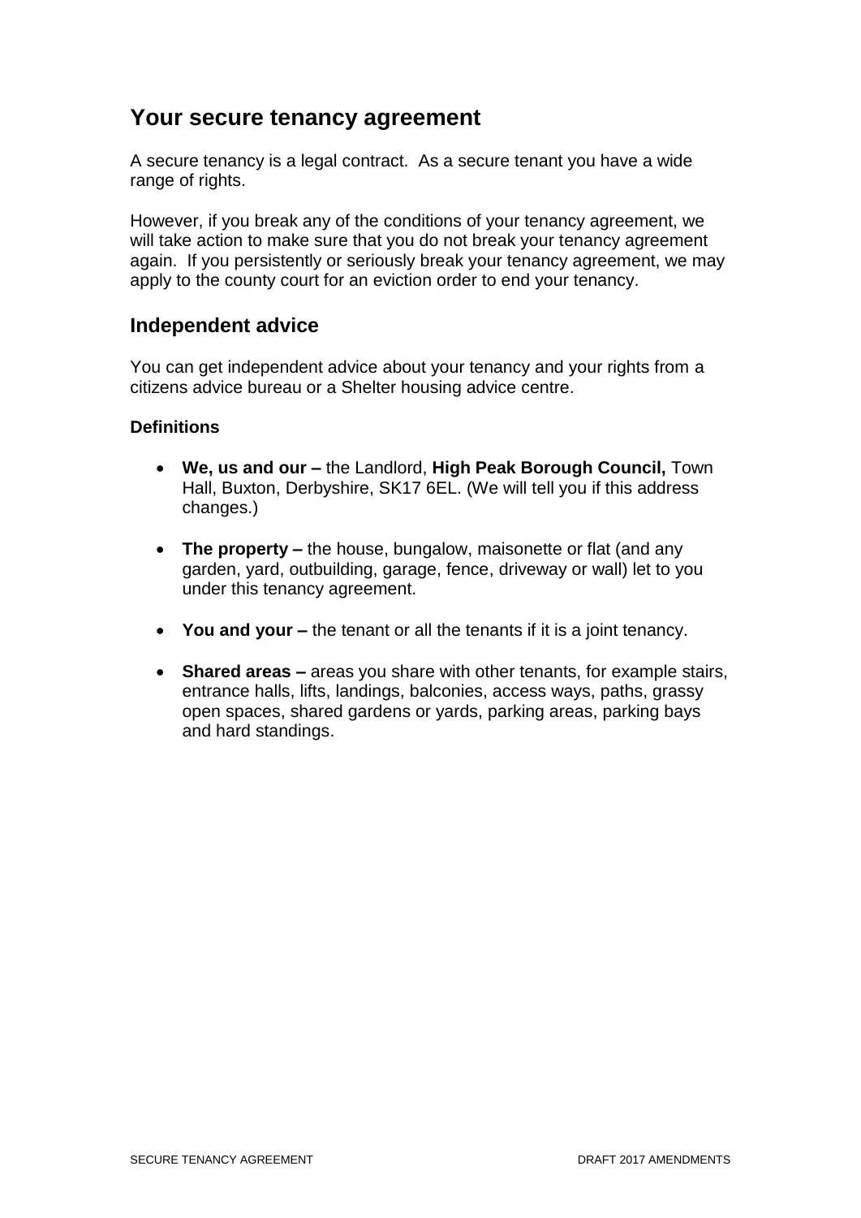## Your secure tenancy agreement

A secure tenancy is a legal contract. As a secure tenant you have a wide range of rights.

However, if you break any of the conditions of your tenancy agreement, we will take action to make sure that you do not break your tenancy agreement again. If you persistently or seriously break your tenancy agreement, we may apply to the county court for an eviction order to end your tenancy.

### Independent advice

You can get independent advice about your tenancy and your rights from a citizens advice bureau or a Shelter housing advice centre.

**Definitions**

- **We, us and our –** the Landlord, **High Peak Borough Council,** Town Hall, Buxton, Derbyshire, SK17 6EL. (We will tell you if this address changes.)

- **The property –** the house, bungalow, maisonette or flat (and any garden, yard, outbuilding, garage, fence, driveway or wall) let to you under this tenancy agreement.

- **You and your –** the tenant or all the tenants if it is a joint tenancy.

- **Shared areas –** areas you share with other tenants, for example stairs, entrance halls, lifts, landings, balconies, access ways, paths, grassy open spaces, shared gardens or yards, parking areas, parking bays and hard standings.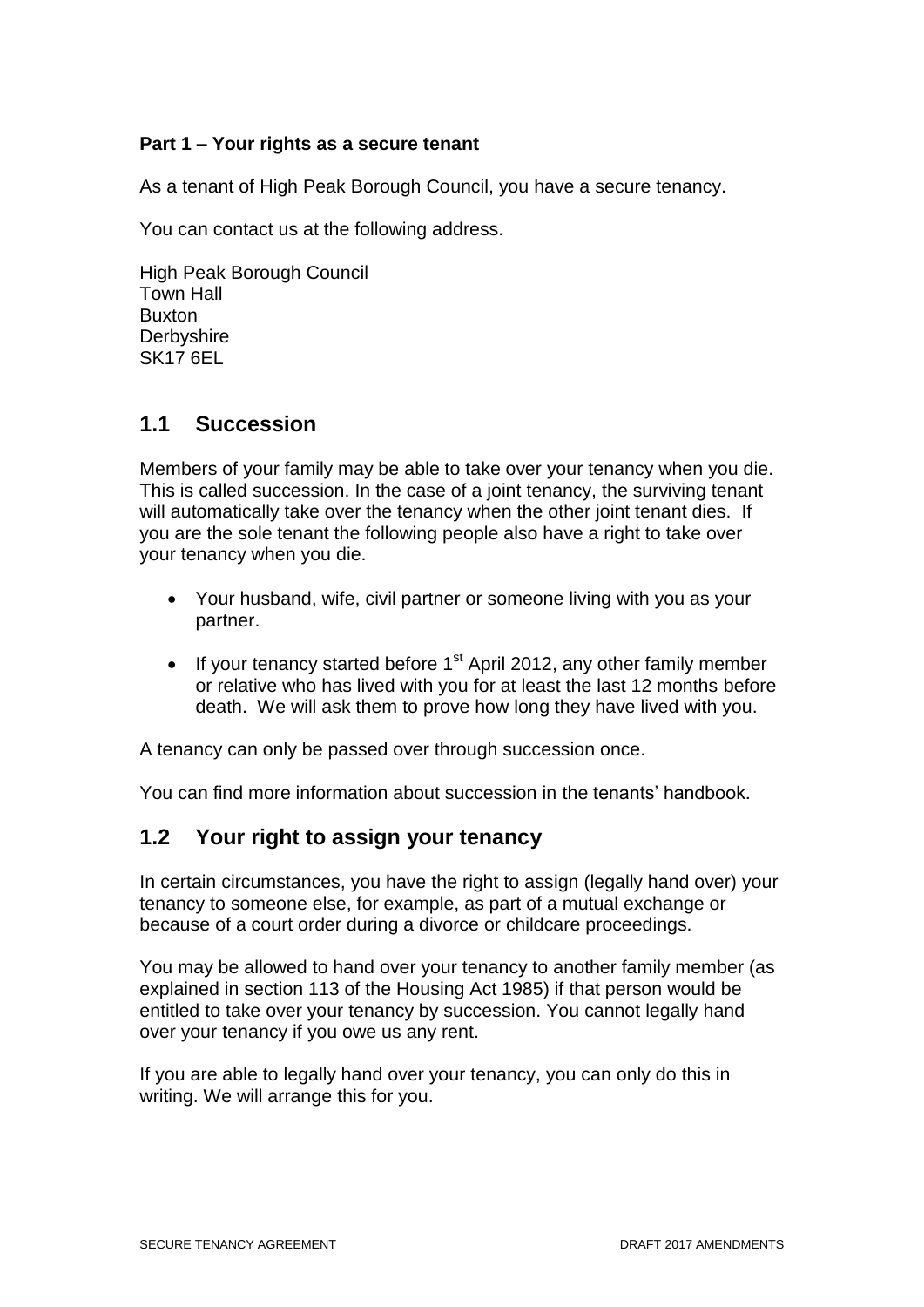**Part 1 – Your rights as a secure tenant**

As a tenant of High Peak Borough Council, you have a secure tenancy.

You can contact us at the following address.

High Peak Borough Council
Town Hall
Buxton
Derbyshire
SK17 6EL

## 1.1 Succession

Members of your family may be able to take over your tenancy when you die. This is called succession. In the case of a joint tenancy, the surviving tenant will automatically take over the tenancy when the other joint tenant dies. If you are the sole tenant the following people also have a right to take over your tenancy when you die.

- Your husband, wife, civil partner or someone living with you as your partner.
- If your tenancy started before 1st April 2012, any other family member or relative who has lived with you for at least the last 12 months before death. We will ask them to prove how long they have lived with you.

A tenancy can only be passed over through succession once.

You can find more information about succession in the tenants' handbook.

## 1.2 Your right to assign your tenancy

In certain circumstances, you have the right to assign (legally hand over) your tenancy to someone else, for example, as part of a mutual exchange or because of a court order during a divorce or childcare proceedings.

You may be allowed to hand over your tenancy to another family member (as explained in section 113 of the Housing Act 1985) if that person would be entitled to take over your tenancy by succession. You cannot legally hand over your tenancy if you owe us any rent.

If you are able to legally hand over your tenancy, you can only do this in writing. We will arrange this for you.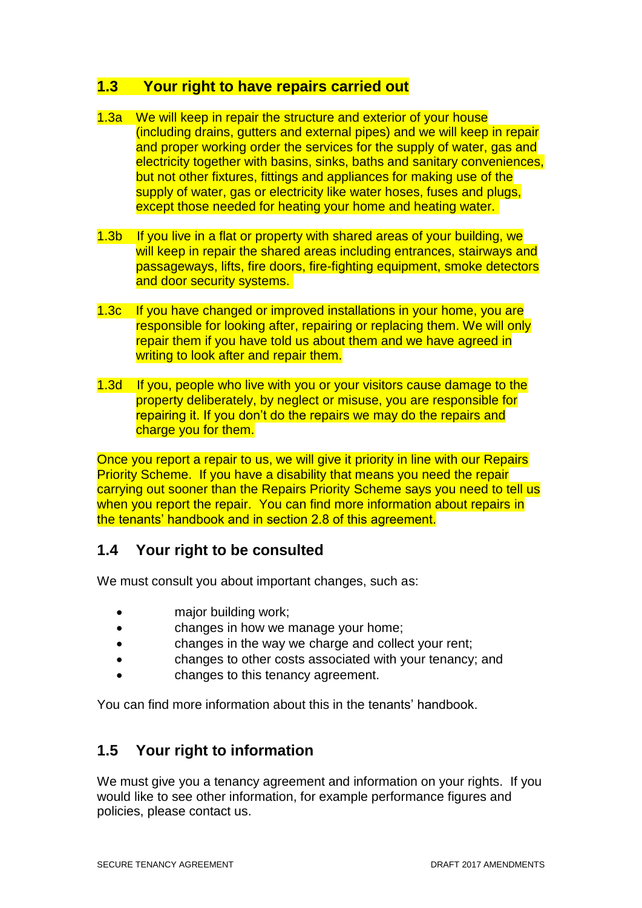## 1.3 Your right to have repairs carried out

1.3a We will keep in repair the structure and exterior of your house (including drains, gutters and external pipes) and we will keep in repair and proper working order the services for the supply of water, gas and electricity together with basins, sinks, baths and sanitary conveniences, but not other fixtures, fittings and appliances for making use of the supply of water, gas or electricity like water hoses, fuses and plugs, except those needed for heating your home and heating water.

1.3b If you live in a flat or property with shared areas of your building, we will keep in repair the shared areas including entrances, stairways and passageways, lifts, fire doors, fire-fighting equipment, smoke detectors and door security systems.

1.3c If you have changed or improved installations in your home, you are responsible for looking after, repairing or replacing them. We will only repair them if you have told us about them and we have agreed in writing to look after and repair them.

1.3d If you, people who live with you or your visitors cause damage to the property deliberately, by neglect or misuse, you are responsible for repairing it. If you don't do the repairs we may do the repairs and charge you for them.

Once you report a repair to us, we will give it priority in line with our Repairs Priority Scheme. If you have a disability that means you need the repair carrying out sooner than the Repairs Priority Scheme says you need to tell us when you report the repair. You can find more information about repairs in the tenants' handbook and in section 2.8 of this agreement.

## 1.4 Your right to be consulted

We must consult you about important changes, such as:

- major building work;
- changes in how we manage your home;
- changes in the way we charge and collect your rent;
- changes to other costs associated with your tenancy; and
- changes to this tenancy agreement.

You can find more information about this in the tenants' handbook.

## 1.5 Your right to information

We must give you a tenancy agreement and information on your rights. If you would like to see other information, for example performance figures and policies, please contact us.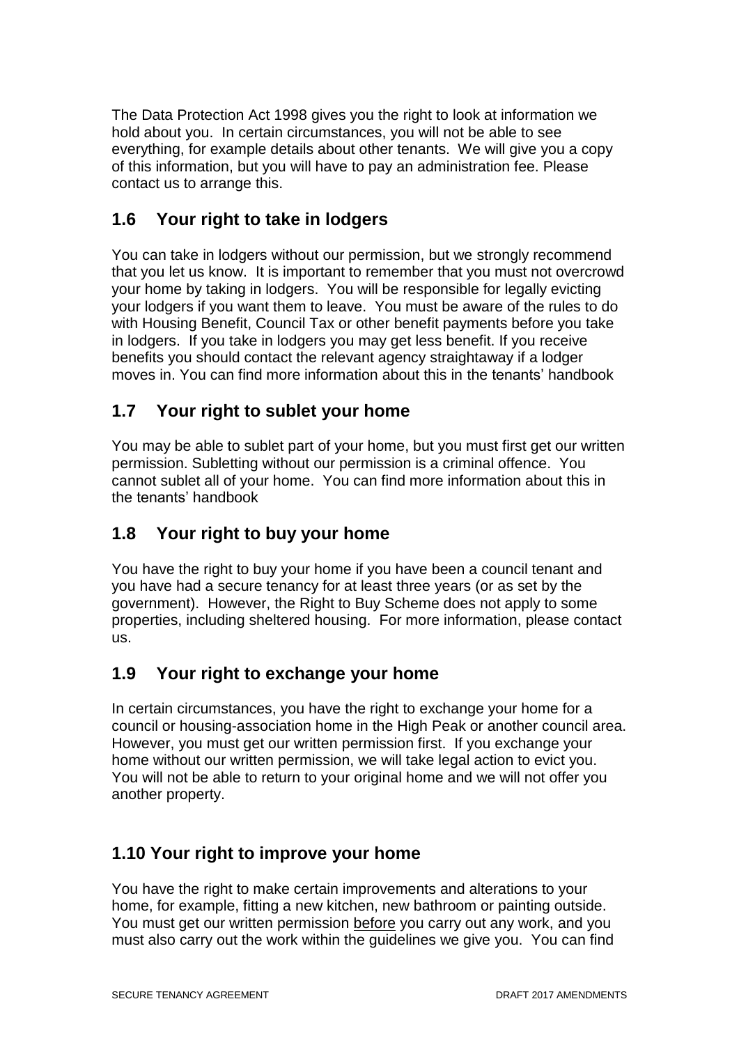The Data Protection Act 1998 gives you the right to look at information we hold about you. In certain circumstances, you will not be able to see everything, for example details about other tenants. We will give you a copy of this information, but you will have to pay an administration fee. Please contact us to arrange this.

## 1.6 Your right to take in lodgers

You can take in lodgers without our permission, but we strongly recommend that you let us know. It is important to remember that you must not overcrowd your home by taking in lodgers. You will be responsible for legally evicting your lodgers if you want them to leave. You must be aware of the rules to do with Housing Benefit, Council Tax or other benefit payments before you take in lodgers. If you take in lodgers you may get less benefit. If you receive benefits you should contact the relevant agency straightaway if a lodger moves in. You can find more information about this in the tenants' handbook

## 1.7 Your right to sublet your home

You may be able to sublet part of your home, but you must first get our written permission. Subletting without our permission is a criminal offence. You cannot sublet all of your home. You can find more information about this in the tenants' handbook

## 1.8 Your right to buy your home

You have the right to buy your home if you have been a council tenant and you have had a secure tenancy for at least three years (or as set by the government). However, the Right to Buy Scheme does not apply to some properties, including sheltered housing. For more information, please contact us.

## 1.9 Your right to exchange your home

In certain circumstances, you have the right to exchange your home for a council or housing-association home in the High Peak or another council area. However, you must get our written permission first. If you exchange your home without our written permission, we will take legal action to evict you. You will not be able to return to your original home and we will not offer you another property.

## 1.10 Your right to improve your home

You have the right to make certain improvements and alterations to your home, for example, fitting a new kitchen, new bathroom or painting outside. You must get our written permission <u>before</u> you carry out any work, and you must also carry out the work within the guidelines we give you. You can find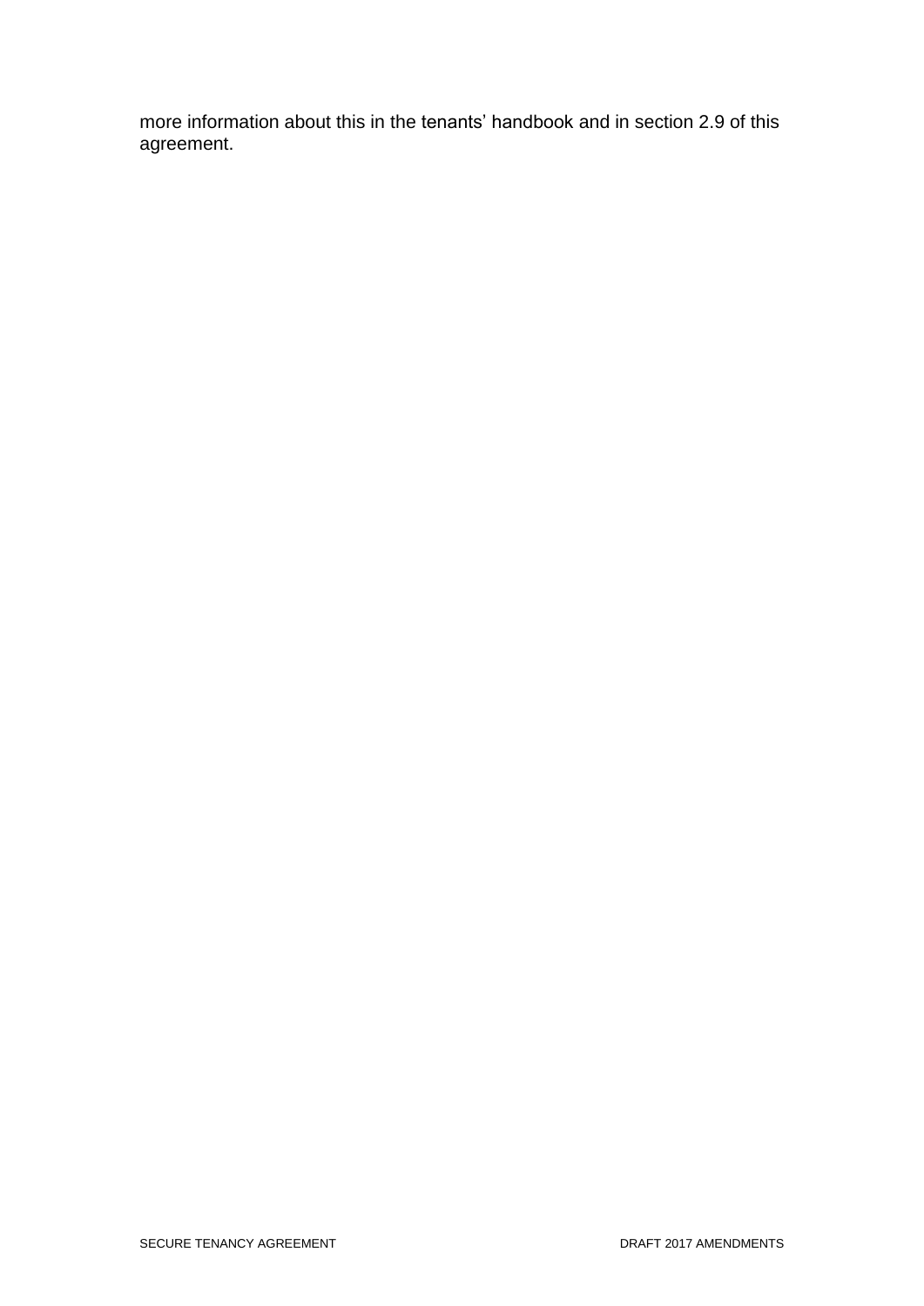more information about this in the tenants' handbook and in section 2.9 of this agreement.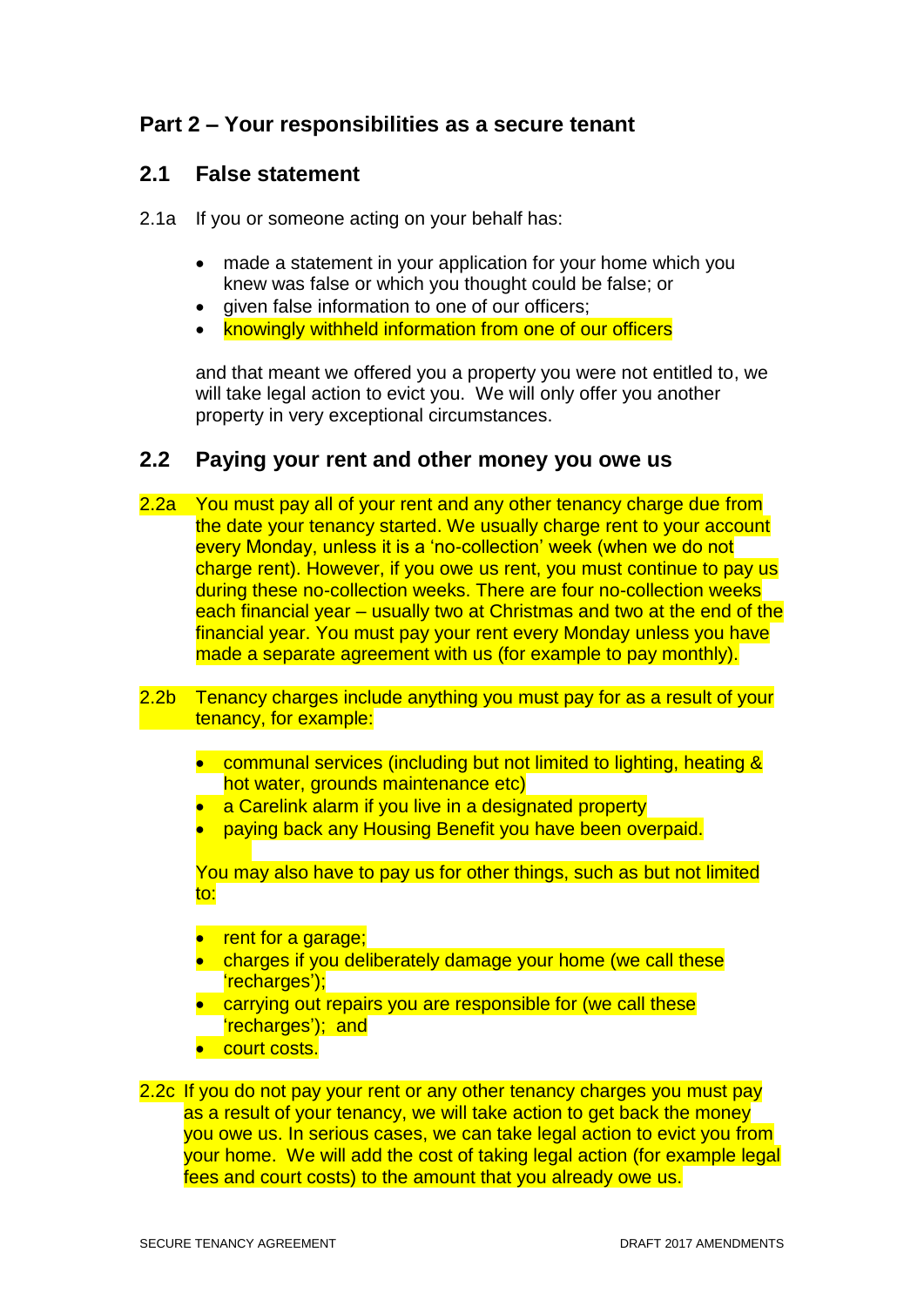## Part 2 – Your responsibilities as a secure tenant

### 2.1 False statement

2.1a If you or someone acting on your behalf has:

- made a statement in your application for your home which you knew was false or which you thought could be false; or
- given false information to one of our officers;
- knowingly withheld information from one of our officers

and that meant we offered you a property you were not entitled to, we will take legal action to evict you. We will only offer you another property in very exceptional circumstances.

### 2.2 Paying your rent and other money you owe us

2.2a You must pay all of your rent and any other tenancy charge due from the date your tenancy started. We usually charge rent to your account every Monday, unless it is a 'no-collection' week (when we do not charge rent). However, if you owe us rent, you must continue to pay us during these no-collection weeks. There are four no-collection weeks each financial year – usually two at Christmas and two at the end of the financial year. You must pay your rent every Monday unless you have made a separate agreement with us (for example to pay monthly).

2.2b Tenancy charges include anything you must pay for as a result of your tenancy, for example:

- communal services (including but not limited to lighting, heating & hot water, grounds maintenance etc)
- a Carelink alarm if you live in a designated property
- paying back any Housing Benefit you have been overpaid.

You may also have to pay us for other things, such as but not limited to:

- rent for a garage;
- charges if you deliberately damage your home (we call these 'recharges');
- carrying out repairs you are responsible for (we call these 'recharges'); and
- court costs.

2.2c If you do not pay your rent or any other tenancy charges you must pay as a result of your tenancy, we will take action to get back the money you owe us. In serious cases, we can take legal action to evict you from your home. We will add the cost of taking legal action (for example legal fees and court costs) to the amount that you already owe us.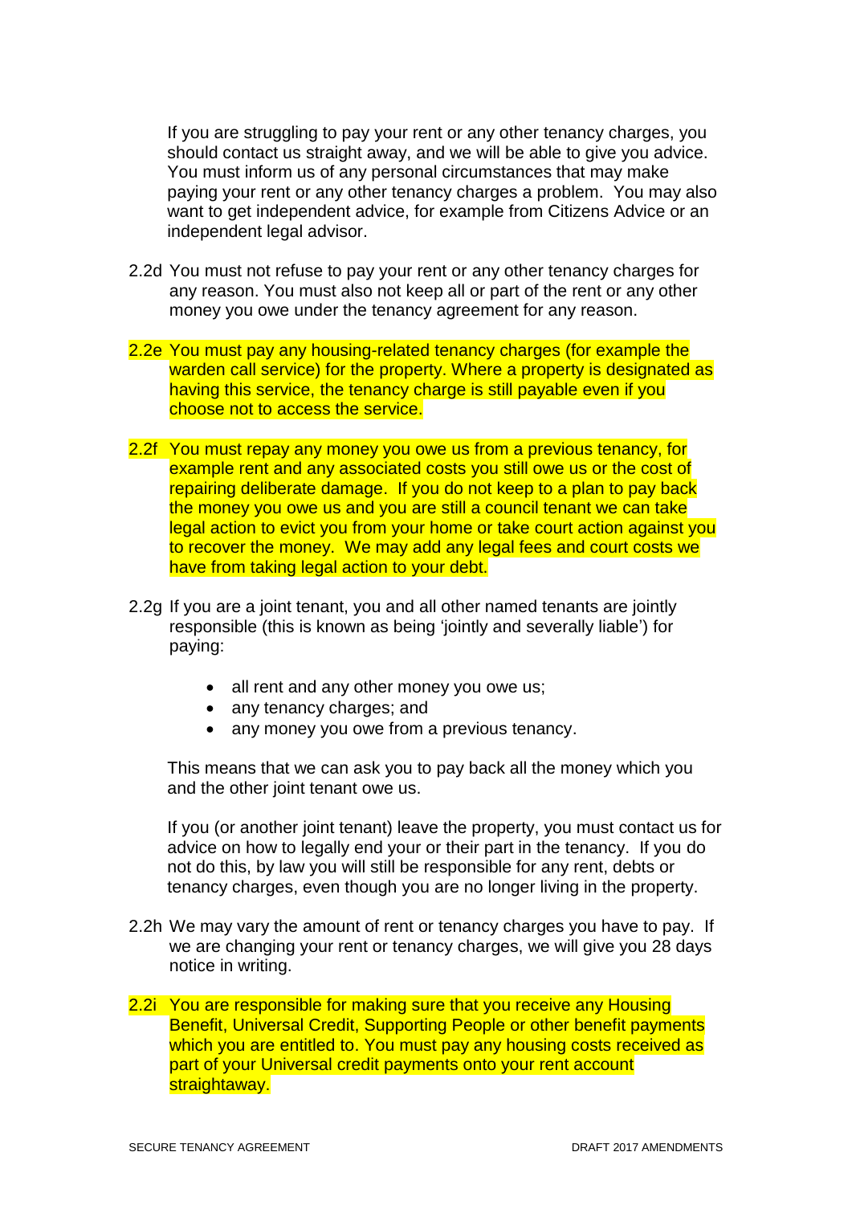If you are struggling to pay your rent or any other tenancy charges, you should contact us straight away, and we will be able to give you advice. You must inform us of any personal circumstances that may make paying your rent or any other tenancy charges a problem. You may also want to get independent advice, for example from Citizens Advice or an independent legal advisor.

2.2d You must not refuse to pay your rent or any other tenancy charges for any reason. You must also not keep all or part of the rent or any other money you owe under the tenancy agreement for any reason.

2.2e You must pay any housing-related tenancy charges (for example the warden call service) for the property. Where a property is designated as having this service, the tenancy charge is still payable even if you choose not to access the service.

2.2f You must repay any money you owe us from a previous tenancy, for example rent and any associated costs you still owe us or the cost of repairing deliberate damage. If you do not keep to a plan to pay back the money you owe us and you are still a council tenant we can take legal action to evict you from your home or take court action against you to recover the money. We may add any legal fees and court costs we have from taking legal action to your debt.

2.2g If you are a joint tenant, you and all other named tenants are jointly responsible (this is known as being 'jointly and severally liable') for paying:

- all rent and any other money you owe us;
- any tenancy charges; and
- any money you owe from a previous tenancy.

This means that we can ask you to pay back all the money which you and the other joint tenant owe us.

If you (or another joint tenant) leave the property, you must contact us for advice on how to legally end your or their part in the tenancy. If you do not do this, by law you will still be responsible for any rent, debts or tenancy charges, even though you are no longer living in the property.

2.2h We may vary the amount of rent or tenancy charges you have to pay. If we are changing your rent or tenancy charges, we will give you 28 days notice in writing.

2.2i You are responsible for making sure that you receive any Housing Benefit, Universal Credit, Supporting People or other benefit payments which you are entitled to. You must pay any housing costs received as part of your Universal credit payments onto your rent account straightaway.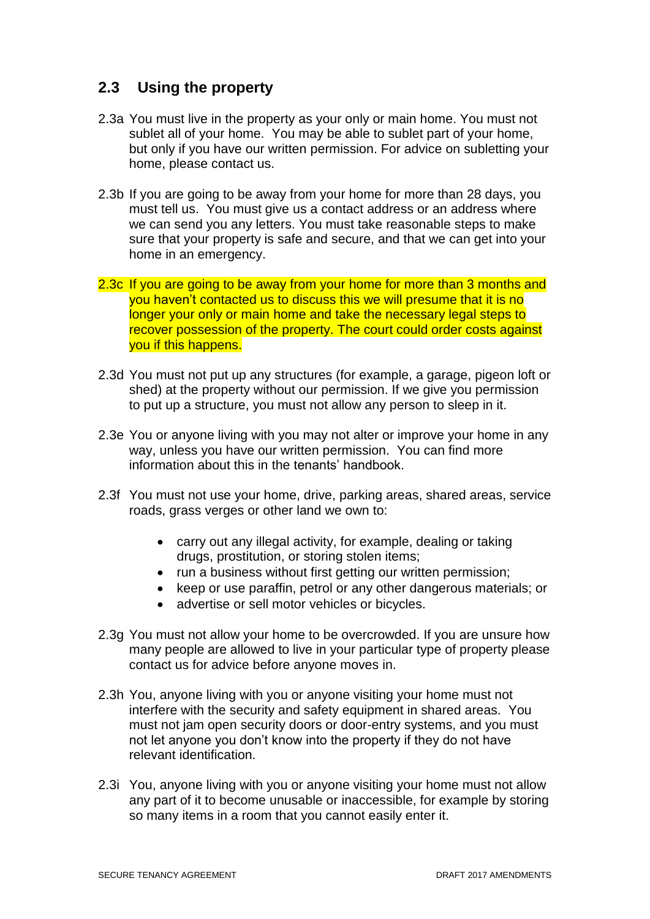## 2.3 Using the property

2.3a You must live in the property as your only or main home. You must not sublet all of your home. You may be able to sublet part of your home, but only if you have our written permission. For advice on subletting your home, please contact us.

2.3b If you are going to be away from your home for more than 28 days, you must tell us. You must give us a contact address or an address where we can send you any letters. You must take reasonable steps to make sure that your property is safe and secure, and that we can get into your home in an emergency.

2.3c If you are going to be away from your home for more than 3 months and you haven't contacted us to discuss this we will presume that it is no longer your only or main home and take the necessary legal steps to recover possession of the property. The court could order costs against you if this happens.

2.3d You must not put up any structures (for example, a garage, pigeon loft or shed) at the property without our permission. If we give you permission to put up a structure, you must not allow any person to sleep in it.

2.3e You or anyone living with you may not alter or improve your home in any way, unless you have our written permission. You can find more information about this in the tenants' handbook.

2.3f You must not use your home, drive, parking areas, shared areas, service roads, grass verges or other land we own to:

- carry out any illegal activity, for example, dealing or taking drugs, prostitution, or storing stolen items;
- run a business without first getting our written permission;
- keep or use paraffin, petrol or any other dangerous materials; or
- advertise or sell motor vehicles or bicycles.

2.3g You must not allow your home to be overcrowded. If you are unsure how many people are allowed to live in your particular type of property please contact us for advice before anyone moves in.

2.3h You, anyone living with you or anyone visiting your home must not interfere with the security and safety equipment in shared areas. You must not jam open security doors or door-entry systems, and you must not let anyone you don't know into the property if they do not have relevant identification.

2.3i You, anyone living with you or anyone visiting your home must not allow any part of it to become unusable or inaccessible, for example by storing so many items in a room that you cannot easily enter it.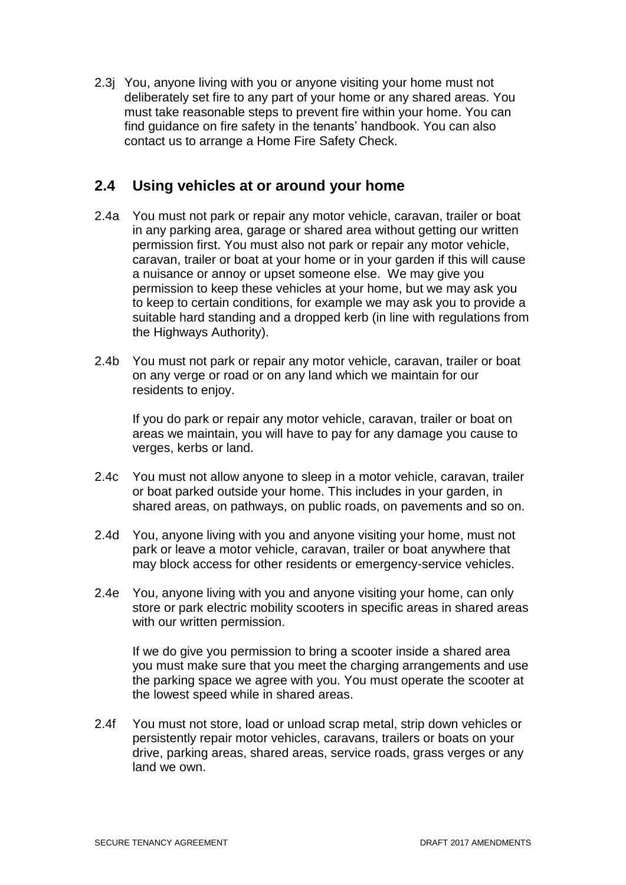2.3j You, anyone living with you or anyone visiting your home must not deliberately set fire to any part of your home or any shared areas. You must take reasonable steps to prevent fire within your home. You can find guidance on fire safety in the tenants' handbook. You can also contact us to arrange a Home Fire Safety Check.

## 2.4 Using vehicles at or around your home

2.4a You must not park or repair any motor vehicle, caravan, trailer or boat in any parking area, garage or shared area without getting our written permission first. You must also not park or repair any motor vehicle, caravan, trailer or boat at your home or in your garden if this will cause a nuisance or annoy or upset someone else. We may give you permission to keep these vehicles at your home, but we may ask you to keep to certain conditions, for example we may ask you to provide a suitable hard standing and a dropped kerb (in line with regulations from the Highways Authority).

2.4b You must not park or repair any motor vehicle, caravan, trailer or boat on any verge or road or on any land which we maintain for our residents to enjoy.

If you do park or repair any motor vehicle, caravan, trailer or boat on areas we maintain, you will have to pay for any damage you cause to verges, kerbs or land.

2.4c You must not allow anyone to sleep in a motor vehicle, caravan, trailer or boat parked outside your home. This includes in your garden, in shared areas, on pathways, on public roads, on pavements and so on.

2.4d You, anyone living with you and anyone visiting your home, must not park or leave a motor vehicle, caravan, trailer or boat anywhere that may block access for other residents or emergency-service vehicles.

2.4e You, anyone living with you and anyone visiting your home, can only store or park electric mobility scooters in specific areas in shared areas with our written permission.

If we do give you permission to bring a scooter inside a shared area you must make sure that you meet the charging arrangements and use the parking space we agree with you. You must operate the scooter at the lowest speed while in shared areas.

2.4f You must not store, load or unload scrap metal, strip down vehicles or persistently repair motor vehicles, caravans, trailers or boats on your drive, parking areas, shared areas, service roads, grass verges or any land we own.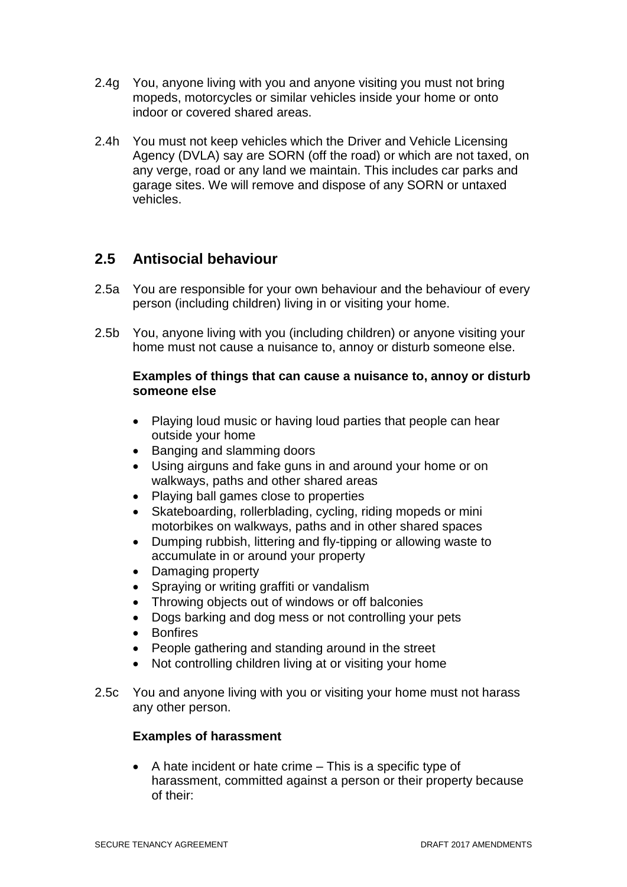2.4g You, anyone living with you and anyone visiting you must not bring mopeds, motorcycles or similar vehicles inside your home or onto indoor or covered shared areas.

2.4h You must not keep vehicles which the Driver and Vehicle Licensing Agency (DVLA) say are SORN (off the road) or which are not taxed, on any verge, road or any land we maintain. This includes car parks and garage sites. We will remove and dispose of any SORN or untaxed vehicles.

## 2.5 Antisocial behaviour

2.5a You are responsible for your own behaviour and the behaviour of every person (including children) living in or visiting your home.

2.5b You, anyone living with you (including children) or anyone visiting your home must not cause a nuisance to, annoy or disturb someone else.

**Examples of things that can cause a nuisance to, annoy or disturb someone else**

- Playing loud music or having loud parties that people can hear outside your home
- Banging and slamming doors
- Using airguns and fake guns in and around your home or on walkways, paths and other shared areas
- Playing ball games close to properties
- Skateboarding, rollerblading, cycling, riding mopeds or mini motorbikes on walkways, paths and in other shared spaces
- Dumping rubbish, littering and fly-tipping or allowing waste to accumulate in or around your property
- Damaging property
- Spraying or writing graffiti or vandalism
- Throwing objects out of windows or off balconies
- Dogs barking and dog mess or not controlling your pets
- Bonfires
- People gathering and standing around in the street
- Not controlling children living at or visiting your home

2.5c You and anyone living with you or visiting your home must not harass any other person.

**Examples of harassment**

- A hate incident or hate crime – This is a specific type of harassment, committed against a person or their property because of their: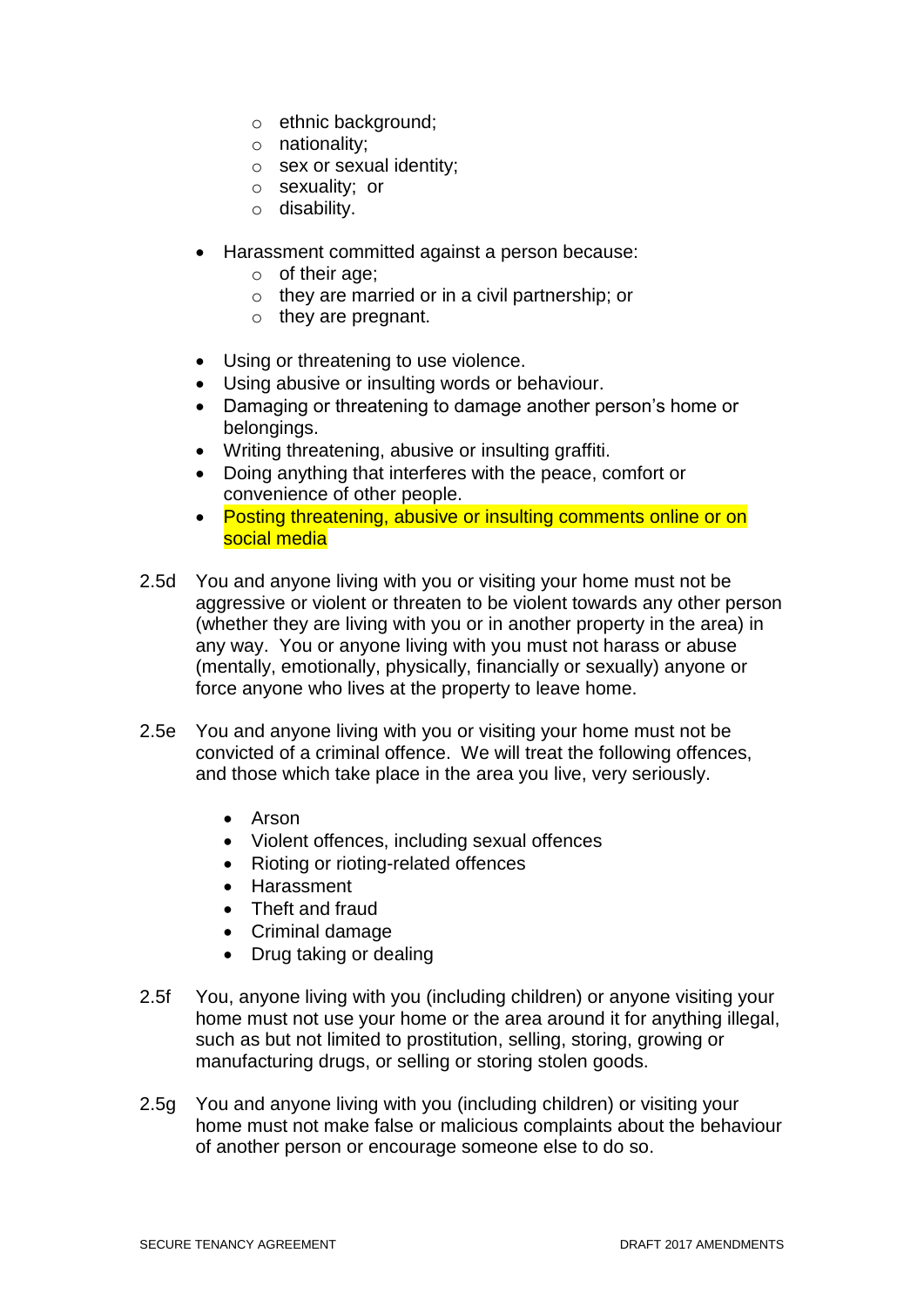- ethnic background;
    - nationality;
    - sex or sexual identity;
    - sexuality; or
    - disability.

- Harassment committed against a person because:
    - of their age;
    - they are married or in a civil partnership; or
    - they are pregnant.

- Using or threatening to use violence.
- Using abusive or insulting words or behaviour.
- Damaging or threatening to damage another person's home or belongings.
- Writing threatening, abusive or insulting graffiti.
- Doing anything that interferes with the peace, comfort or convenience of other people.
- Posting threatening, abusive or insulting comments online or on social media

2.5d You and anyone living with you or visiting your home must not be aggressive or violent or threaten to be violent towards any other person (whether they are living with you or in another property in the area) in any way. You or anyone living with you must not harass or abuse (mentally, emotionally, physically, financially or sexually) anyone or force anyone who lives at the property to leave home.

2.5e You and anyone living with you or visiting your home must not be convicted of a criminal offence. We will treat the following offences, and those which take place in the area you live, very seriously.

- Arson
- Violent offences, including sexual offences
- Rioting or rioting-related offences
- Harassment
- Theft and fraud
- Criminal damage
- Drug taking or dealing

2.5f You, anyone living with you (including children) or anyone visiting your home must not use your home or the area around it for anything illegal, such as but not limited to prostitution, selling, storing, growing or manufacturing drugs, or selling or storing stolen goods.

2.5g You and anyone living with you (including children) or visiting your home must not make false or malicious complaints about the behaviour of another person or encourage someone else to do so.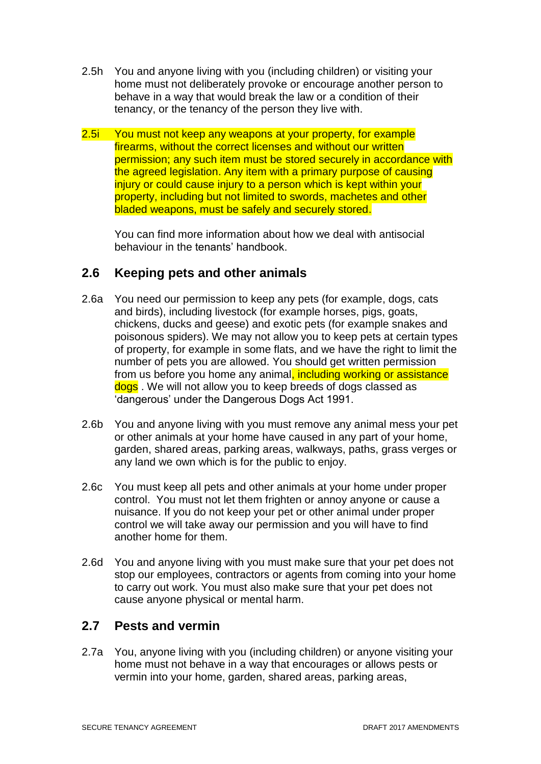2.5h You and anyone living with you (including children) or visiting your home must not deliberately provoke or encourage another person to behave in a way that would break the law or a condition of their tenancy, or the tenancy of the person they live with.

2.5i You must not keep any weapons at your property, for example firearms, without the correct licenses and without our written permission; any such item must be stored securely in accordance with the agreed legislation. Any item with a primary purpose of causing injury or could cause injury to a person which is kept within your property, including but not limited to swords, machetes and other bladed weapons, must be safely and securely stored.

You can find more information about how we deal with antisocial behaviour in the tenants' handbook.

## 2.6 Keeping pets and other animals

2.6a You need our permission to keep any pets (for example, dogs, cats and birds), including livestock (for example horses, pigs, goats, chickens, ducks and geese) and exotic pets (for example snakes and poisonous spiders). We may not allow you to keep pets at certain types of property, for example in some flats, and we have the right to limit the number of pets you are allowed. You should get written permission from us before you home any animal, including working or assistance dogs . We will not allow you to keep breeds of dogs classed as 'dangerous' under the Dangerous Dogs Act 1991.

2.6b You and anyone living with you must remove any animal mess your pet or other animals at your home have caused in any part of your home, garden, shared areas, parking areas, walkways, paths, grass verges or any land we own which is for the public to enjoy.

2.6c You must keep all pets and other animals at your home under proper control. You must not let them frighten or annoy anyone or cause a nuisance. If you do not keep your pet or other animal under proper control we will take away our permission and you will have to find another home for them.

2.6d You and anyone living with you must make sure that your pet does not stop our employees, contractors or agents from coming into your home to carry out work. You must also make sure that your pet does not cause anyone physical or mental harm.

## 2.7 Pests and vermin

2.7a You, anyone living with you (including children) or anyone visiting your home must not behave in a way that encourages or allows pests or vermin into your home, garden, shared areas, parking areas,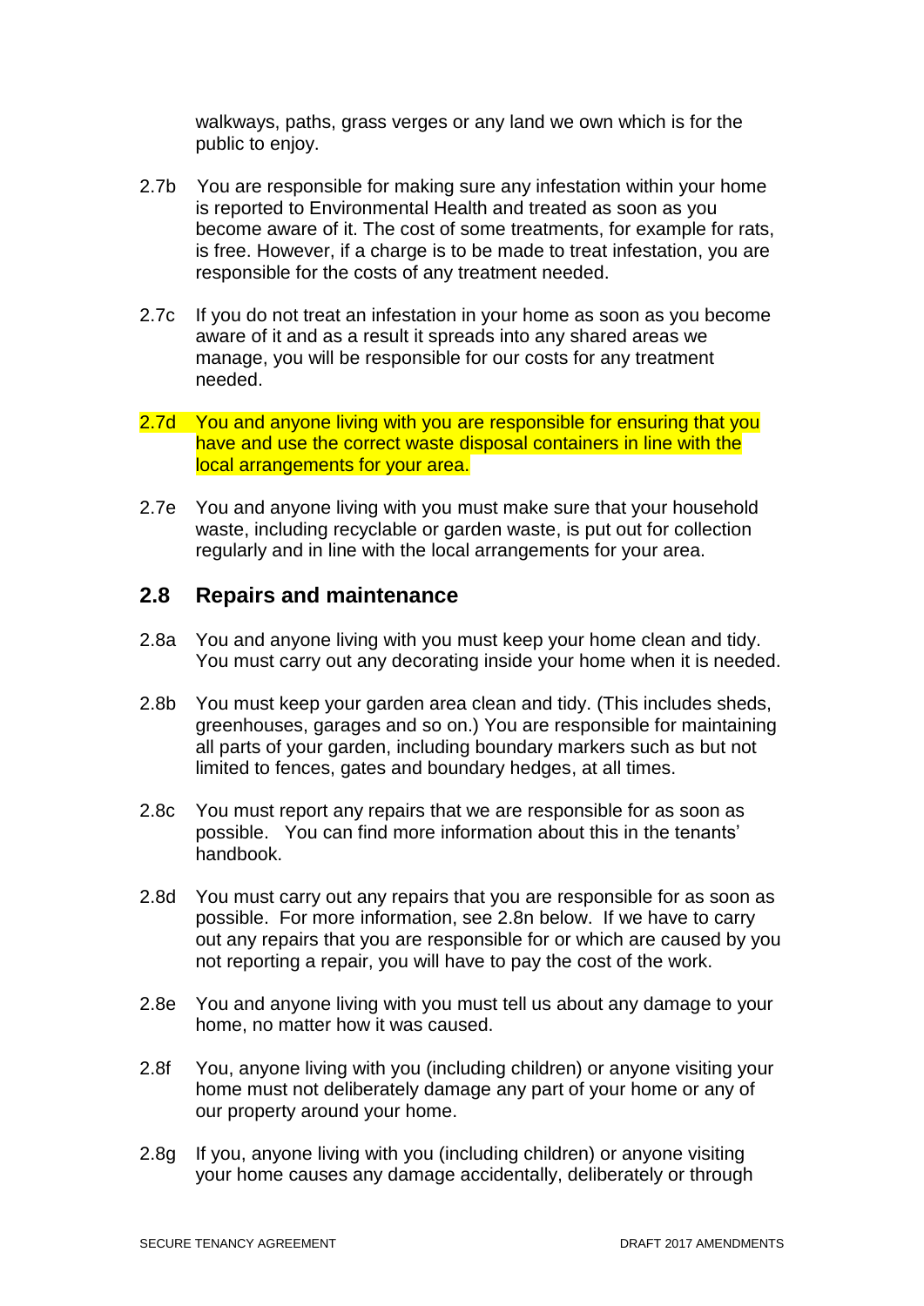walkways, paths, grass verges or any land we own which is for the public to enjoy.

2.7b You are responsible for making sure any infestation within your home is reported to Environmental Health and treated as soon as you become aware of it. The cost of some treatments, for example for rats, is free. However, if a charge is to be made to treat infestation, you are responsible for the costs of any treatment needed.

2.7c If you do not treat an infestation in your home as soon as you become aware of it and as a result it spreads into any shared areas we manage, you will be responsible for our costs for any treatment needed.

2.7d You and anyone living with you are responsible for ensuring that you have and use the correct waste disposal containers in line with the local arrangements for your area.

2.7e You and anyone living with you must make sure that your household waste, including recyclable or garden waste, is put out for collection regularly and in line with the local arrangements for your area.

## 2.8 Repairs and maintenance

2.8a You and anyone living with you must keep your home clean and tidy. You must carry out any decorating inside your home when it is needed.

2.8b You must keep your garden area clean and tidy. (This includes sheds, greenhouses, garages and so on.) You are responsible for maintaining all parts of your garden, including boundary markers such as but not limited to fences, gates and boundary hedges, at all times.

2.8c You must report any repairs that we are responsible for as soon as possible. You can find more information about this in the tenants' handbook.

2.8d You must carry out any repairs that you are responsible for as soon as possible. For more information, see 2.8n below. If we have to carry out any repairs that you are responsible for or which are caused by you not reporting a repair, you will have to pay the cost of the work.

2.8e You and anyone living with you must tell us about any damage to your home, no matter how it was caused.

2.8f You, anyone living with you (including children) or anyone visiting your home must not deliberately damage any part of your home or any of our property around your home.

2.8g If you, anyone living with you (including children) or anyone visiting your home causes any damage accidentally, deliberately or through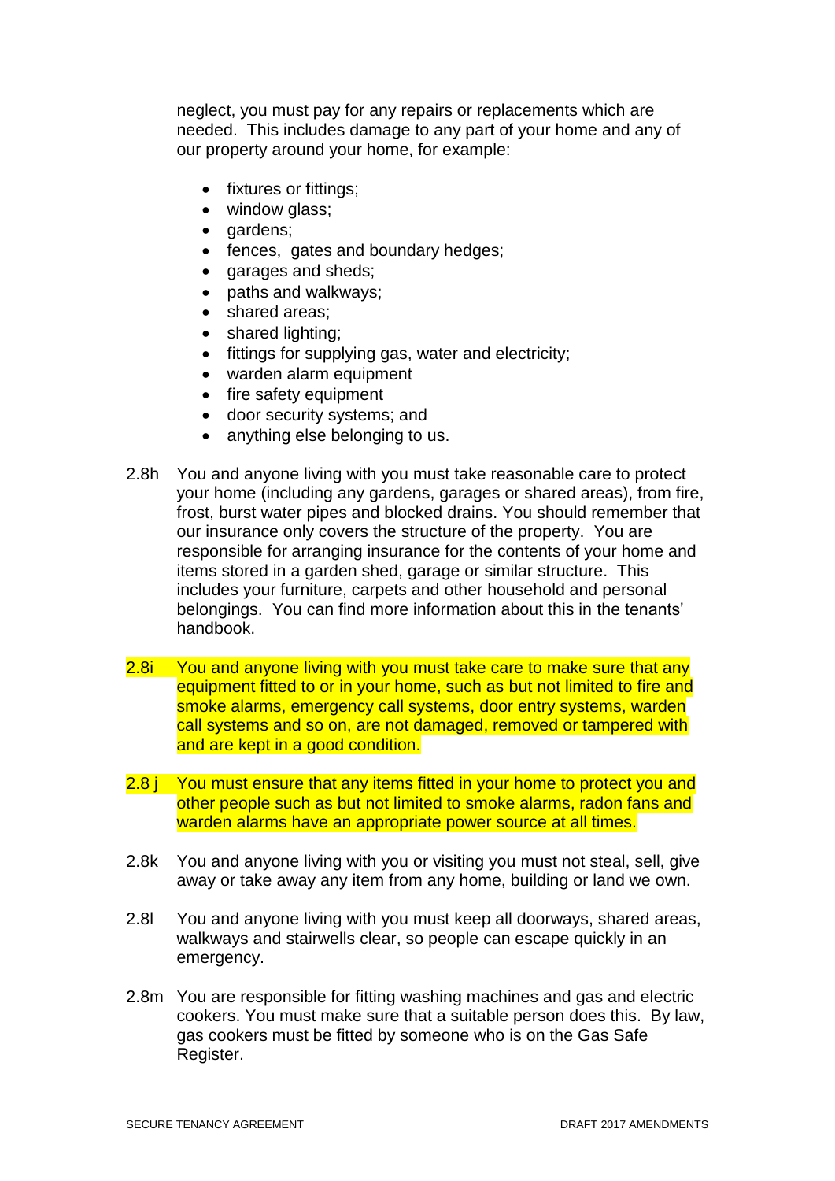neglect, you must pay for any repairs or replacements which are needed. This includes damage to any part of your home and any of our property around your home, for example:

- fixtures or fittings;
- window glass;
- gardens;
- fences, gates and boundary hedges;
- garages and sheds;
- paths and walkways;
- shared areas;
- shared lighting;
- fittings for supplying gas, water and electricity;
- warden alarm equipment
- fire safety equipment
- door security systems; and
- anything else belonging to us.

2.8h You and anyone living with you must take reasonable care to protect your home (including any gardens, garages or shared areas), from fire, frost, burst water pipes and blocked drains. You should remember that our insurance only covers the structure of the property. You are responsible for arranging insurance for the contents of your home and items stored in a garden shed, garage or similar structure. This includes your furniture, carpets and other household and personal belongings. You can find more information about this in the tenants' handbook.

2.8i You and anyone living with you must take care to make sure that any equipment fitted to or in your home, such as but not limited to fire and smoke alarms, emergency call systems, door entry systems, warden call systems and so on, are not damaged, removed or tampered with and are kept in a good condition.

2.8 j You must ensure that any items fitted in your home to protect you and other people such as but not limited to smoke alarms, radon fans and warden alarms have an appropriate power source at all times.

2.8k You and anyone living with you or visiting you must not steal, sell, give away or take away any item from any home, building or land we own.

2.8l You and anyone living with you must keep all doorways, shared areas, walkways and stairwells clear, so people can escape quickly in an emergency.

2.8m You are responsible for fitting washing machines and gas and electric cookers. You must make sure that a suitable person does this. By law, gas cookers must be fitted by someone who is on the Gas Safe Register.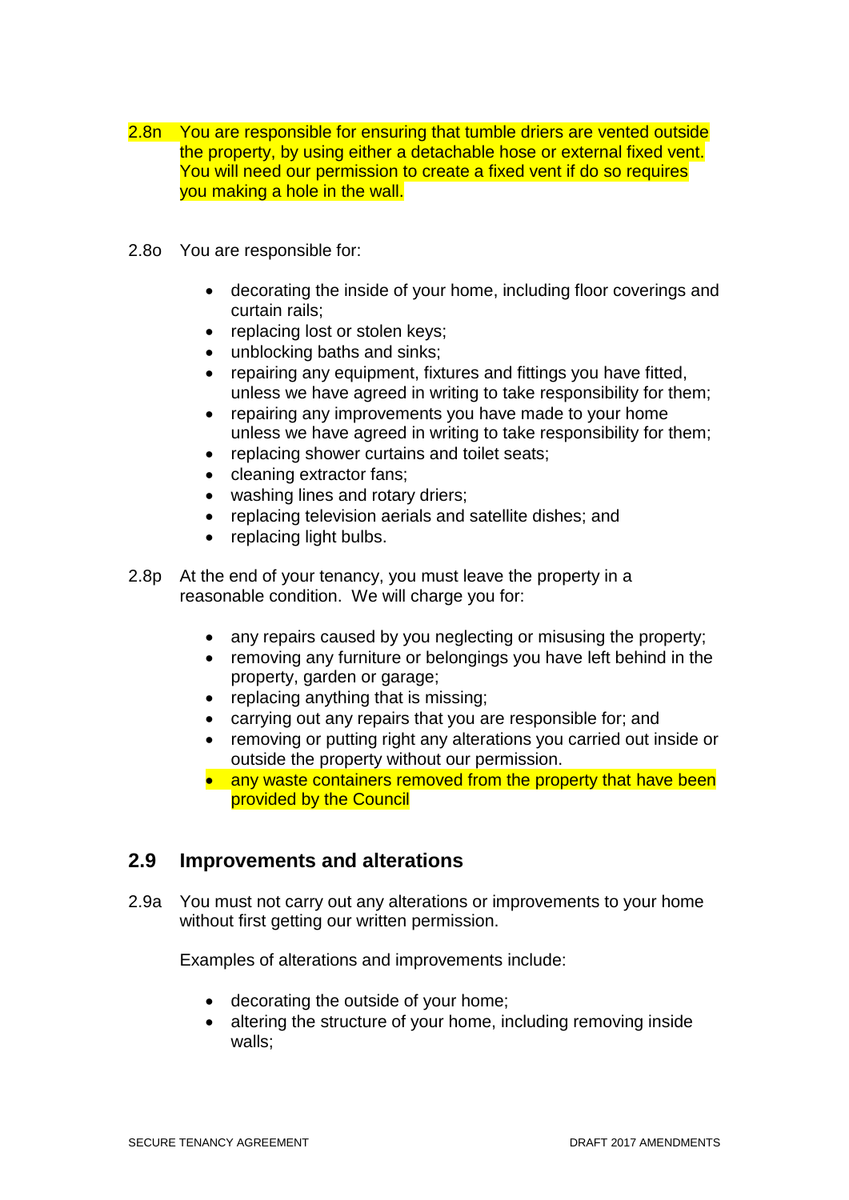2.8n You are responsible for ensuring that tumble driers are vented outside the property, by using either a detachable hose or external fixed vent. You will need our permission to create a fixed vent if do so requires you making a hole in the wall.

2.8o You are responsible for:

- decorating the inside of your home, including floor coverings and curtain rails;
- replacing lost or stolen keys;
- unblocking baths and sinks;
- repairing any equipment, fixtures and fittings you have fitted, unless we have agreed in writing to take responsibility for them;
- repairing any improvements you have made to your home unless we have agreed in writing to take responsibility for them;
- replacing shower curtains and toilet seats;
- cleaning extractor fans;
- washing lines and rotary driers;
- replacing television aerials and satellite dishes; and
- replacing light bulbs.

2.8p At the end of your tenancy, you must leave the property in a reasonable condition. We will charge you for:

- any repairs caused by you neglecting or misusing the property;
- removing any furniture or belongings you have left behind in the property, garden or garage;
- replacing anything that is missing;
- carrying out any repairs that you are responsible for; and
- removing or putting right any alterations you carried out inside or outside the property without our permission.
- any waste containers removed from the property that have been provided by the Council

## 2.9 Improvements and alterations

2.9a You must not carry out any alterations or improvements to your home without first getting our written permission.

Examples of alterations and improvements include:

- decorating the outside of your home;
- altering the structure of your home, including removing inside walls;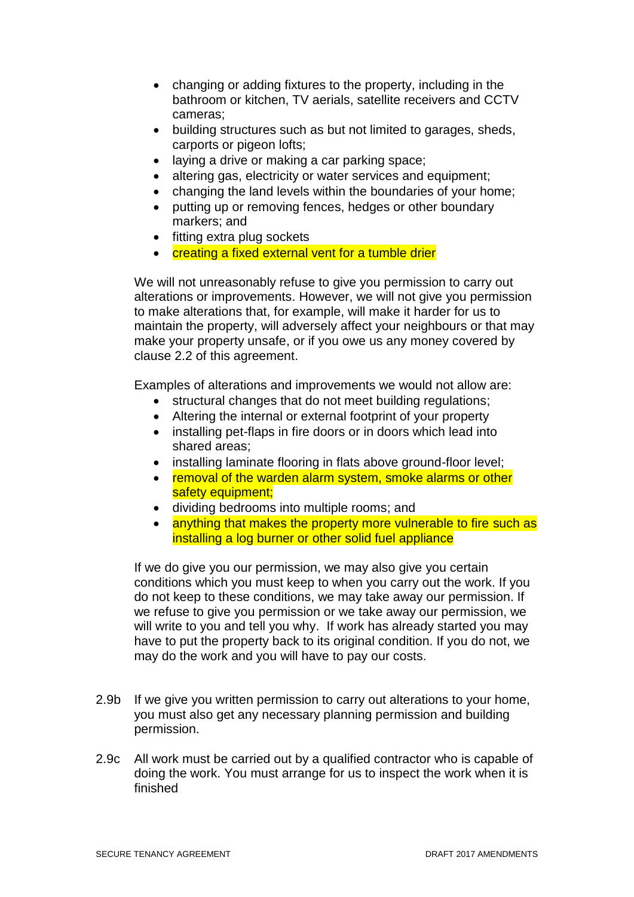- changing or adding fixtures to the property, including in the bathroom or kitchen, TV aerials, satellite receivers and CCTV cameras;
- building structures such as but not limited to garages, sheds, carports or pigeon lofts;
- laying a drive or making a car parking space;
- altering gas, electricity or water services and equipment;
- changing the land levels within the boundaries of your home;
- putting up or removing fences, hedges or other boundary markers; and
- fitting extra plug sockets
- creating a fixed external vent for a tumble drier

We will not unreasonably refuse to give you permission to carry out alterations or improvements. However, we will not give you permission to make alterations that, for example, will make it harder for us to maintain the property, will adversely affect your neighbours or that may make your property unsafe, or if you owe us any money covered by clause 2.2 of this agreement.

Examples of alterations and improvements we would not allow are:

- structural changes that do not meet building regulations;
- Altering the internal or external footprint of your property
- installing pet-flaps in fire doors or in doors which lead into shared areas;
- installing laminate flooring in flats above ground-floor level;
- removal of the warden alarm system, smoke alarms or other safety equipment;
- dividing bedrooms into multiple rooms; and
- anything that makes the property more vulnerable to fire such as installing a log burner or other solid fuel appliance

If we do give you our permission, we may also give you certain conditions which you must keep to when you carry out the work. If you do not keep to these conditions, we may take away our permission. If we refuse to give you permission or we take away our permission, we will write to you and tell you why. If work has already started you may have to put the property back to its original condition. If you do not, we may do the work and you will have to pay our costs.

2.9b If we give you written permission to carry out alterations to your home, you must also get any necessary planning permission and building permission.

2.9c All work must be carried out by a qualified contractor who is capable of doing the work. You must arrange for us to inspect the work when it is finished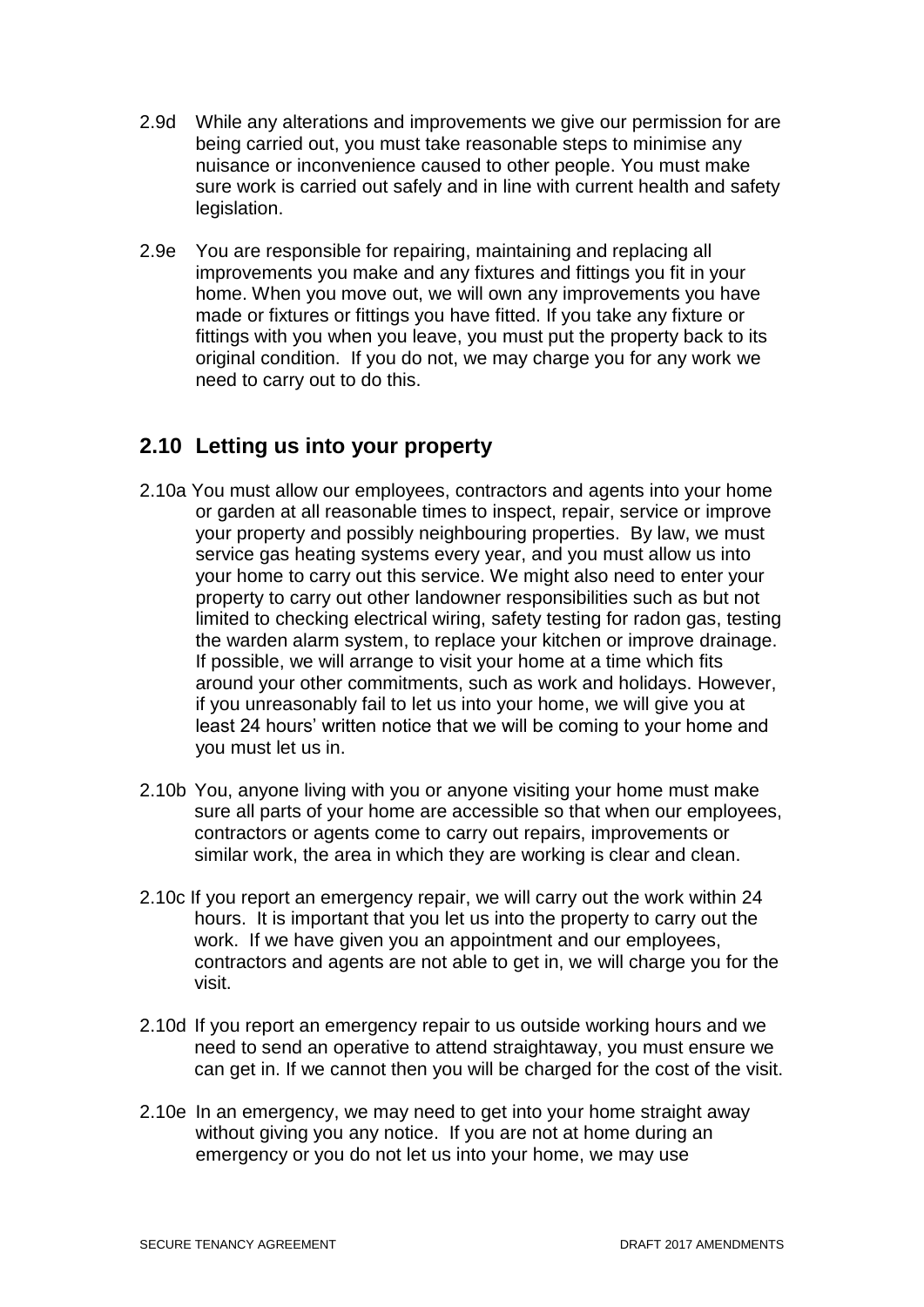2.9d While any alterations and improvements we give our permission for are being carried out, you must take reasonable steps to minimise any nuisance or inconvenience caused to other people. You must make sure work is carried out safely and in line with current health and safety legislation.

2.9e You are responsible for repairing, maintaining and replacing all improvements you make and any fixtures and fittings you fit in your home. When you move out, we will own any improvements you have made or fixtures or fittings you have fitted. If you take any fixture or fittings with you when you leave, you must put the property back to its original condition. If you do not, we may charge you for any work we need to carry out to do this.

## 2.10 Letting us into your property

2.10a You must allow our employees, contractors and agents into your home or garden at all reasonable times to inspect, repair, service or improve your property and possibly neighbouring properties. By law, we must service gas heating systems every year, and you must allow us into your home to carry out this service. We might also need to enter your property to carry out other landowner responsibilities such as but not limited to checking electrical wiring, safety testing for radon gas, testing the warden alarm system, to replace your kitchen or improve drainage. If possible, we will arrange to visit your home at a time which fits around your other commitments, such as work and holidays. However, if you unreasonably fail to let us into your home, we will give you at least 24 hours' written notice that we will be coming to your home and you must let us in.

2.10b You, anyone living with you or anyone visiting your home must make sure all parts of your home are accessible so that when our employees, contractors or agents come to carry out repairs, improvements or similar work, the area in which they are working is clear and clean.

2.10c If you report an emergency repair, we will carry out the work within 24 hours. It is important that you let us into the property to carry out the work. If we have given you an appointment and our employees, contractors and agents are not able to get in, we will charge you for the visit.

2.10d If you report an emergency repair to us outside working hours and we need to send an operative to attend straightaway, you must ensure we can get in. If we cannot then you will be charged for the cost of the visit.

2.10e In an emergency, we may need to get into your home straight away without giving you any notice. If you are not at home during an emergency or you do not let us into your home, we may use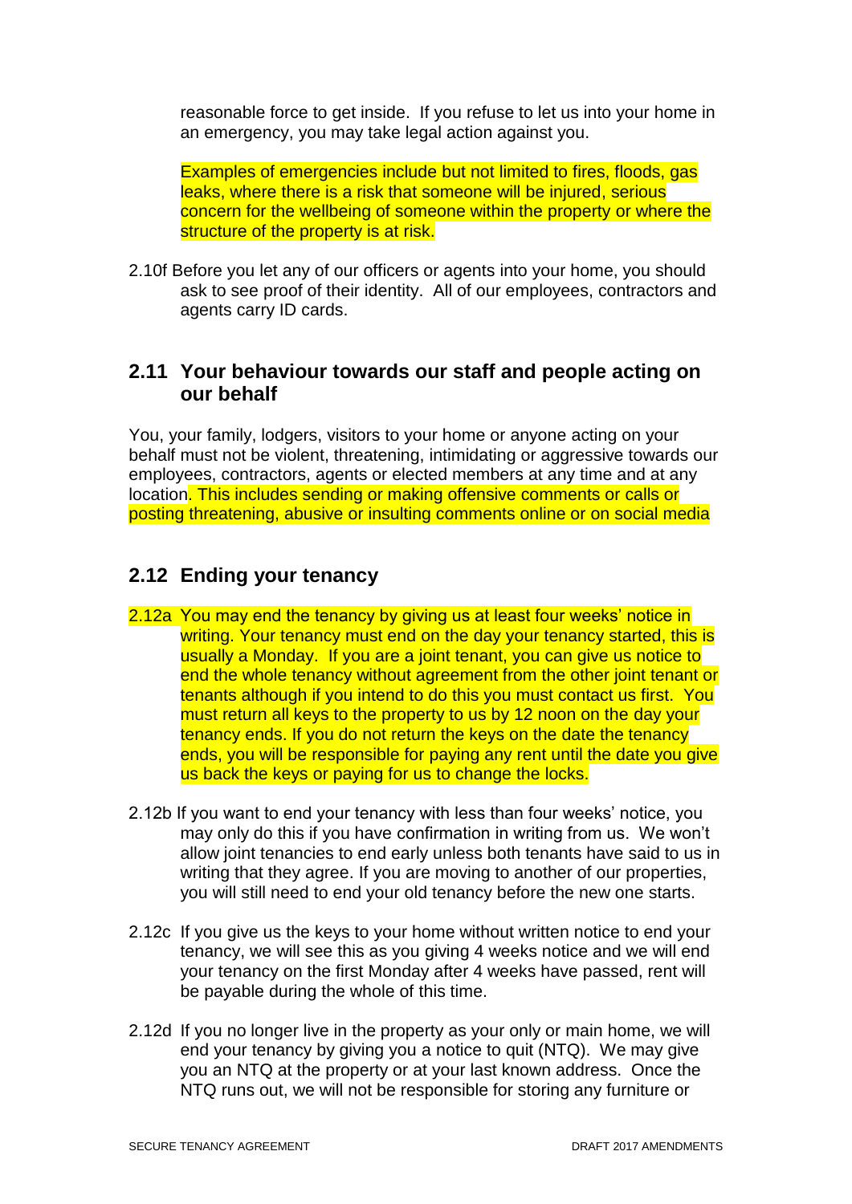reasonable force to get inside. If you refuse to let us into your home in an emergency, you may take legal action against you.

Examples of emergencies include but not limited to fires, floods, gas leaks, where there is a risk that someone will be injured, serious concern for the wellbeing of someone within the property or where the structure of the property is at risk.

2.10f Before you let any of our officers or agents into your home, you should ask to see proof of their identity. All of our employees, contractors and agents carry ID cards.

## 2.11 Your behaviour towards our staff and people acting on our behalf

You, your family, lodgers, visitors to your home or anyone acting on your behalf must not be violent, threatening, intimidating or aggressive towards our employees, contractors, agents or elected members at any time and at any location. This includes sending or making offensive comments or calls or posting threatening, abusive or insulting comments online or on social media

## 2.12 Ending your tenancy

2.12a You may end the tenancy by giving us at least four weeks' notice in writing. Your tenancy must end on the day your tenancy started, this is usually a Monday. If you are a joint tenant, you can give us notice to end the whole tenancy without agreement from the other joint tenant or tenants although if you intend to do this you must contact us first. You must return all keys to the property to us by 12 noon on the day your tenancy ends. If you do not return the keys on the date the tenancy ends, you will be responsible for paying any rent until the date you give us back the keys or paying for us to change the locks.

2.12b If you want to end your tenancy with less than four weeks' notice, you may only do this if you have confirmation in writing from us. We won't allow joint tenancies to end early unless both tenants have said to us in writing that they agree. If you are moving to another of our properties, you will still need to end your old tenancy before the new one starts.

2.12c If you give us the keys to your home without written notice to end your tenancy, we will see this as you giving 4 weeks notice and we will end your tenancy on the first Monday after 4 weeks have passed, rent will be payable during the whole of this time.

2.12d If you no longer live in the property as your only or main home, we will end your tenancy by giving you a notice to quit (NTQ). We may give you an NTQ at the property or at your last known address. Once the NTQ runs out, we will not be responsible for storing any furniture or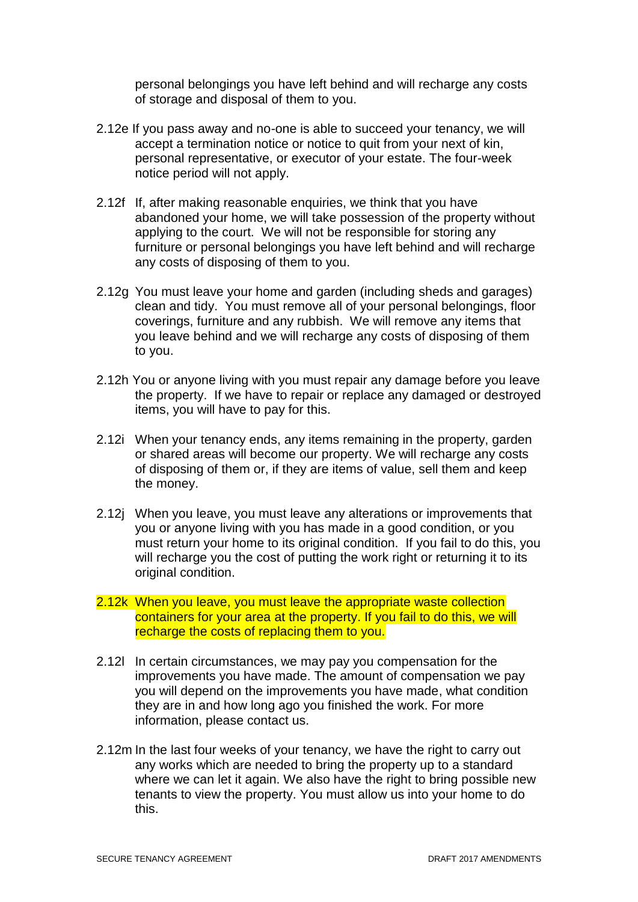personal belongings you have left behind and will recharge any costs of storage and disposal of them to you.

2.12e If you pass away and no-one is able to succeed your tenancy, we will accept a termination notice or notice to quit from your next of kin, personal representative, or executor of your estate. The four-week notice period will not apply.

2.12f If, after making reasonable enquiries, we think that you have abandoned your home, we will take possession of the property without applying to the court. We will not be responsible for storing any furniture or personal belongings you have left behind and will recharge any costs of disposing of them to you.

2.12g You must leave your home and garden (including sheds and garages) clean and tidy. You must remove all of your personal belongings, floor coverings, furniture and any rubbish. We will remove any items that you leave behind and we will recharge any costs of disposing of them to you.

2.12h You or anyone living with you must repair any damage before you leave the property. If we have to repair or replace any damaged or destroyed items, you will have to pay for this.

2.12i When your tenancy ends, any items remaining in the property, garden or shared areas will become our property. We will recharge any costs of disposing of them or, if they are items of value, sell them and keep the money.

2.12j When you leave, you must leave any alterations or improvements that you or anyone living with you has made in a good condition, or you must return your home to its original condition. If you fail to do this, you will recharge you the cost of putting the work right or returning it to its original condition.

2.12k When you leave, you must leave the appropriate waste collection containers for your area at the property. If you fail to do this, we will recharge the costs of replacing them to you.

2.12l In certain circumstances, we may pay you compensation for the improvements you have made. The amount of compensation we pay you will depend on the improvements you have made, what condition they are in and how long ago you finished the work. For more information, please contact us.

2.12m In the last four weeks of your tenancy, we have the right to carry out any works which are needed to bring the property up to a standard where we can let it again. We also have the right to bring possible new tenants to view the property. You must allow us into your home to do this.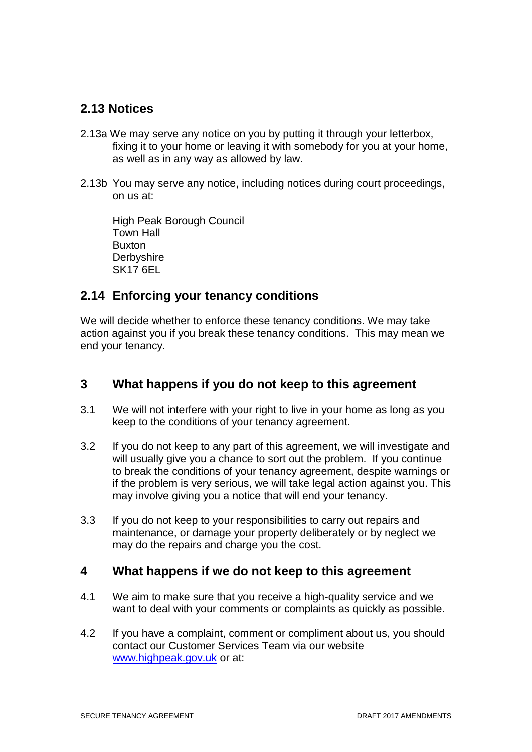## 2.13 Notices

2.13a We may serve any notice on you by putting it through your letterbox, fixing it to your home or leaving it with somebody for you at your home, as well as in any way as allowed by law.

2.13b You may serve any notice, including notices during court proceedings, on us at:

High Peak Borough Council
Town Hall
Buxton
Derbyshire
SK17 6EL

## 2.14 Enforcing your tenancy conditions

We will decide whether to enforce these tenancy conditions. We may take action against you if you break these tenancy conditions. This may mean we end your tenancy.

## 3 What happens if you do not keep to this agreement

3.1 We will not interfere with your right to live in your home as long as you keep to the conditions of your tenancy agreement.

3.2 If you do not keep to any part of this agreement, we will investigate and will usually give you a chance to sort out the problem. If you continue to break the conditions of your tenancy agreement, despite warnings or if the problem is very serious, we will take legal action against you. This may involve giving you a notice that will end your tenancy.

3.3 If you do not keep to your responsibilities to carry out repairs and maintenance, or damage your property deliberately or by neglect we may do the repairs and charge you the cost.

## 4 What happens if we do not keep to this agreement

4.1 We aim to make sure that you receive a high-quality service and we want to deal with your comments or complaints as quickly as possible.

4.2 If you have a complaint, comment or compliment about us, you should contact our Customer Services Team via our website [www.highpeak.gov.uk](http://www.highpeak.gov.uk) or at: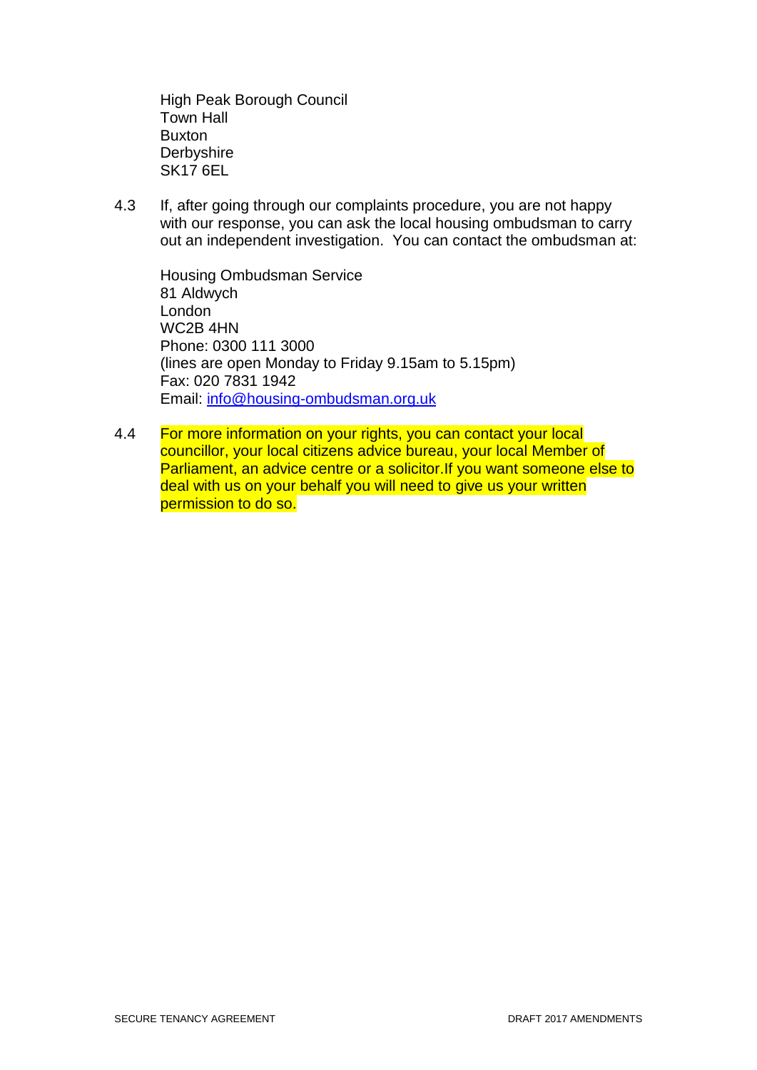High Peak Borough Council
Town Hall
Buxton
Derbyshire
SK17 6EL

4.3 If, after going through our complaints procedure, you are not happy with our response, you can ask the local housing ombudsman to carry out an independent investigation. You can contact the ombudsman at:

Housing Ombudsman Service
81 Aldwych
London
WC2B 4HN
Phone: 0300 111 3000
(lines are open Monday to Friday 9.15am to 5.15pm)
Fax: 020 7831 1942
Email: info@housing-ombudsman.org.uk

4.4 For more information on your rights, you can contact your local councillor, your local citizens advice bureau, your local Member of Parliament, an advice centre or a solicitor.If you want someone else to deal with us on your behalf you will need to give us your written permission to do so.